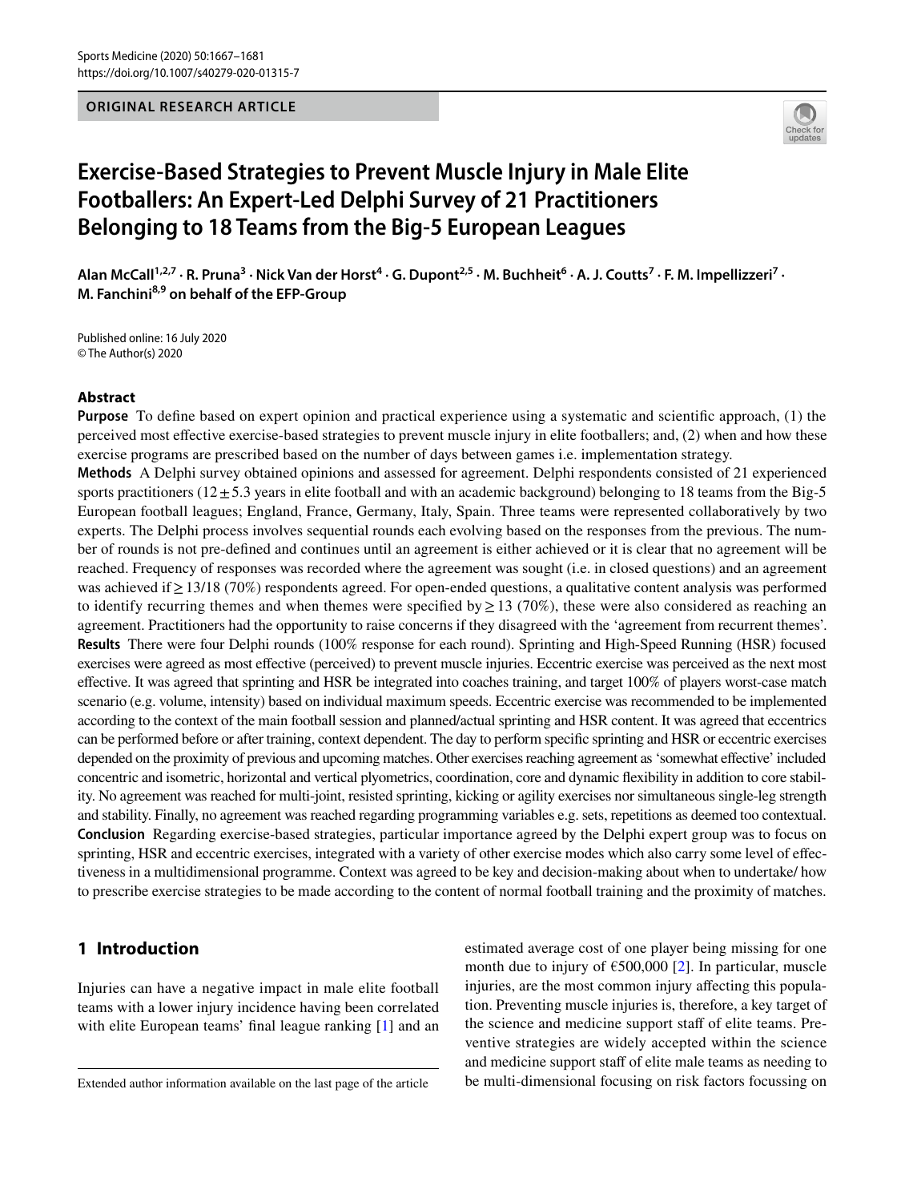ORIGINAL RESEARCH ARTICLE

# Exercise-Based Strategies to Prevent Muscle Injury in Male Elite Footballers: An Expert-Led Delphi Survey of 21 Practitioners Belonging to 18 Teams from the Big-5 European Leagues

**Alan McCall[1,2,7] · R. Pruna[3] · Nick Van der Horst[4] · G. Dupont[2,5] · M. Buchheit[6] · A. J. Coutts[7] · F. M. Impellizzeri[7] · M. Fanchini[8,9] on behalf of the EFP-Group**

Published online: 16 July 2020
© The Author(s) 2020

## Abstract

**Purpose** To define based on expert opinion and practical experience using a systematic and scientific approach, (1) the perceived most effective exercise-based strategies to prevent muscle injury in elite footballers; and, (2) when and how these exercise programs are prescribed based on the number of days between games i.e. implementation strategy.

**Methods** A Delphi survey obtained opinions and assessed for agreement. Delphi respondents consisted of 21 experienced sports practitioners (12 ± 5.3 years in elite football and with an academic background) belonging to 18 teams from the Big-5 European football leagues; England, France, Germany, Italy, Spain. Three teams were represented collaboratively by two experts. The Delphi process involves sequential rounds each evolving based on the responses from the previous. The number of rounds is not pre-defined and continues until an agreement is either achieved or it is clear that no agreement will be reached. Frequency of responses was recorded where the agreement was sought (i.e. in closed questions) and an agreement was achieved if ≥ 13/18 (70%) respondents agreed. For open-ended questions, a qualitative content analysis was performed to identify recurring themes and when themes were specified by ≥ 13 (70%), these were also considered as reaching an agreement. Practitioners had the opportunity to raise concerns if they disagreed with the 'agreement from recurrent themes'.

**Results** There were four Delphi rounds (100% response for each round). Sprinting and High-Speed Running (HSR) focused exercises were agreed as most effective (perceived) to prevent muscle injuries. Eccentric exercise was perceived as the next most effective. It was agreed that sprinting and HSR be integrated into coaches training, and target 100% of players worst-case match scenario (e.g. volume, intensity) based on individual maximum speeds. Eccentric exercise was recommended to be implemented according to the context of the main football session and planned/actual sprinting and HSR content. It was agreed that eccentrics can be performed before or after training, context dependent. The day to perform specific sprinting and HSR or eccentric exercises depended on the proximity of previous and upcoming matches. Other exercises reaching agreement as 'somewhat effective' included concentric and isometric, horizontal and vertical plyometrics, coordination, core and dynamic flexibility in addition to core stability. No agreement was reached for multi-joint, resisted sprinting, kicking or agility exercises nor simultaneous single-leg strength and stability. Finally, no agreement was reached regarding programming variables e.g. sets, repetitions as deemed too contextual.

**Conclusion** Regarding exercise-based strategies, particular importance agreed by the Delphi expert group was to focus on sprinting, HSR and eccentric exercises, integrated with a variety of other exercise modes which also carry some level of effectiveness in a multidimensional programme. Context was agreed to be key and decision-making about when to undertake/ how to prescribe exercise strategies to be made according to the content of normal football training and the proximity of matches.

## 1 Introduction

Injuries can have a negative impact in male elite football teams with a lower injury incidence having been correlated with elite European teams' final league ranking [1] and an estimated average cost of one player being missing for one month due to injury of €500,000 [2]. In particular, muscle injuries, are the most common injury affecting this population. Preventing muscle injuries is, therefore, a key target of the science and medicine support staff of elite teams. Preventive strategies are widely accepted within the science and medicine support staff of elite male teams as needing to be multi-dimensional focusing on risk factors focussing on

Extended author information available on the last page of the article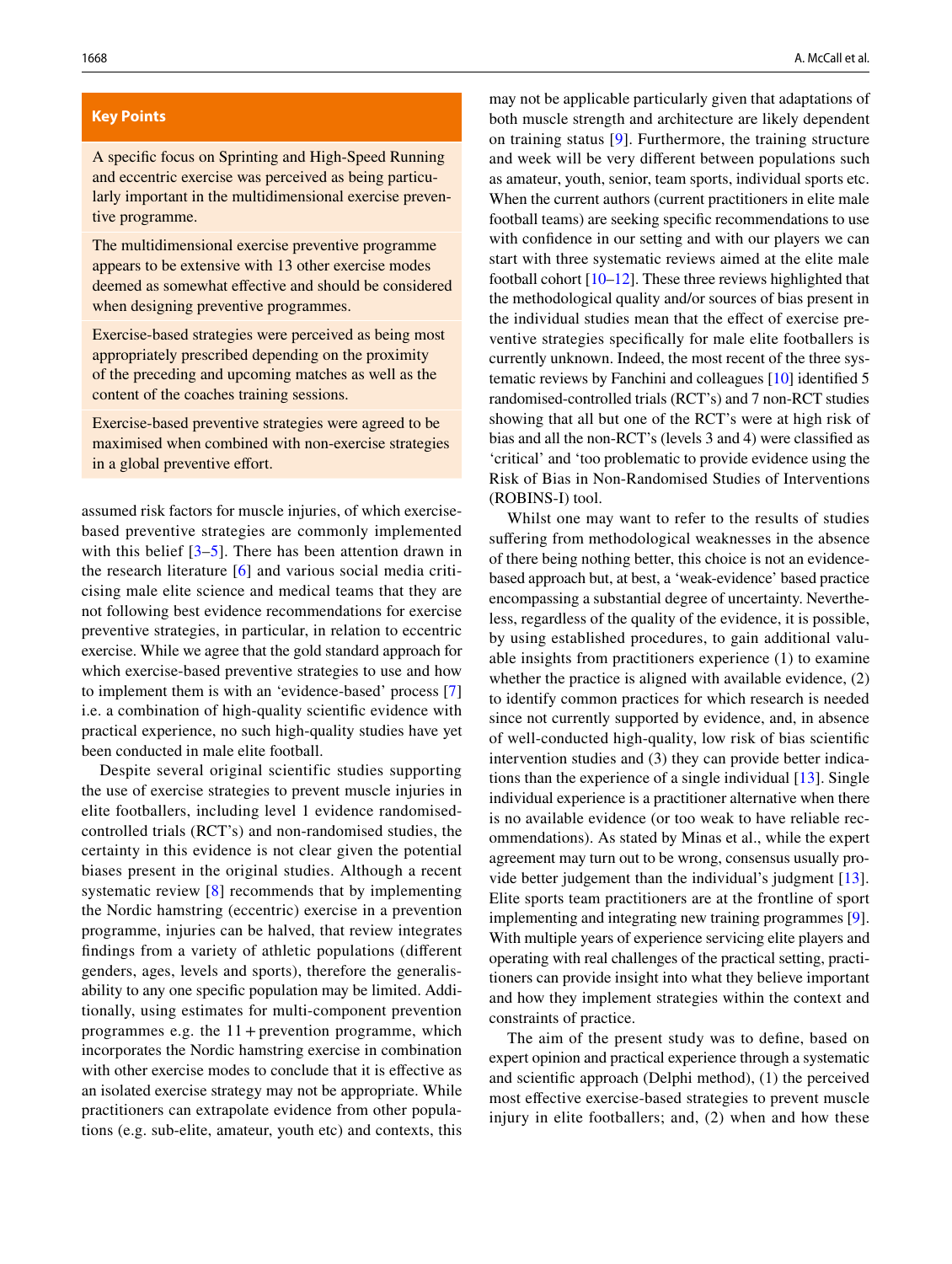## Key Points

A specific focus on Sprinting and High-Speed Running and eccentric exercise was perceived as being particularly important in the multidimensional exercise preventive programme.

The multidimensional exercise preventive programme appears to be extensive with 13 other exercise modes deemed as somewhat effective and should be considered when designing preventive programmes.

Exercise-based strategies were perceived as being most appropriately prescribed depending on the proximity of the preceding and upcoming matches as well as the content of the coaches training sessions.

Exercise-based preventive strategies were agreed to be maximised when combined with non-exercise strategies in a global preventive effort.

assumed risk factors for muscle injuries, of which exercise-based preventive strategies are commonly implemented with this belief [3–5]. There has been attention drawn in the research literature [6] and various social media criticising male elite science and medical teams that they are not following best evidence recommendations for exercise preventive strategies, in particular, in relation to eccentric exercise. While we agree that the gold standard approach for which exercise-based preventive strategies to use and how to implement them is with an 'evidence-based' process [7] i.e. a combination of high-quality scientific evidence with practical experience, no such high-quality studies have yet been conducted in male elite football.

Despite several original scientific studies supporting the use of exercise strategies to prevent muscle injuries in elite footballers, including level 1 evidence randomised-controlled trials (RCT's) and non-randomised studies, the certainty in this evidence is not clear given the potential biases present in the original studies. Although a recent systematic review [8] recommends that by implementing the Nordic hamstring (eccentric) exercise in a prevention programme, injuries can be halved, that review integrates findings from a variety of athletic populations (different genders, ages, levels and sports), therefore the generalisability to any one specific population may be limited. Additionally, using estimates for multi-component prevention programmes e.g. the 11 + prevention programme, which incorporates the Nordic hamstring exercise in combination with other exercise modes to conclude that it is effective as an isolated exercise strategy may not be appropriate. While practitioners can extrapolate evidence from other populations (e.g. sub-elite, amateur, youth etc) and contexts, this may not be applicable particularly given that adaptations of both muscle strength and architecture are likely dependent on training status [9]. Furthermore, the training structure and week will be very different between populations such as amateur, youth, senior, team sports, individual sports etc. When the current authors (current practitioners in elite male football teams) are seeking specific recommendations to use with confidence in our setting and with our players we can start with three systematic reviews aimed at the elite male football cohort [10–12]. These three reviews highlighted that the methodological quality and/or sources of bias present in the individual studies mean that the effect of exercise preventive strategies specifically for male elite footballers is currently unknown. Indeed, the most recent of the three systematic reviews by Fanchini and colleagues [10] identified 5 randomised-controlled trials (RCT's) and 7 non-RCT studies showing that all but one of the RCT's were at high risk of bias and all the non-RCT's (levels 3 and 4) were classified as 'critical' and 'too problematic to provide evidence using the Risk of Bias in Non-Randomised Studies of Interventions (ROBINS-I) tool.

Whilst one may want to refer to the results of studies suffering from methodological weaknesses in the absence of there being nothing better, this choice is not an evidence-based approach but, at best, a 'weak-evidence' based practice encompassing a substantial degree of uncertainty. Nevertheless, regardless of the quality of the evidence, it is possible, by using established procedures, to gain additional valuable insights from practitioners experience (1) to examine whether the practice is aligned with available evidence, (2) to identify common practices for which research is needed since not currently supported by evidence, and, in absence of well-conducted high-quality, low risk of bias scientific intervention studies and (3) they can provide better indications than the experience of a single individual [13]. Single individual experience is a practitioner alternative when there is no available evidence (or too weak to have reliable recommendations). As stated by Minas et al., while the expert agreement may turn out to be wrong, consensus usually provide better judgement than the individual's judgment [13]. Elite sports team practitioners are at the frontline of sport implementing and integrating new training programmes [9]. With multiple years of experience servicing elite players and operating with real challenges of the practical setting, practitioners can provide insight into what they believe important and how they implement strategies within the context and constraints of practice.

The aim of the present study was to define, based on expert opinion and practical experience through a systematic and scientific approach (Delphi method), (1) the perceived most effective exercise-based strategies to prevent muscle injury in elite footballers; and, (2) when and how these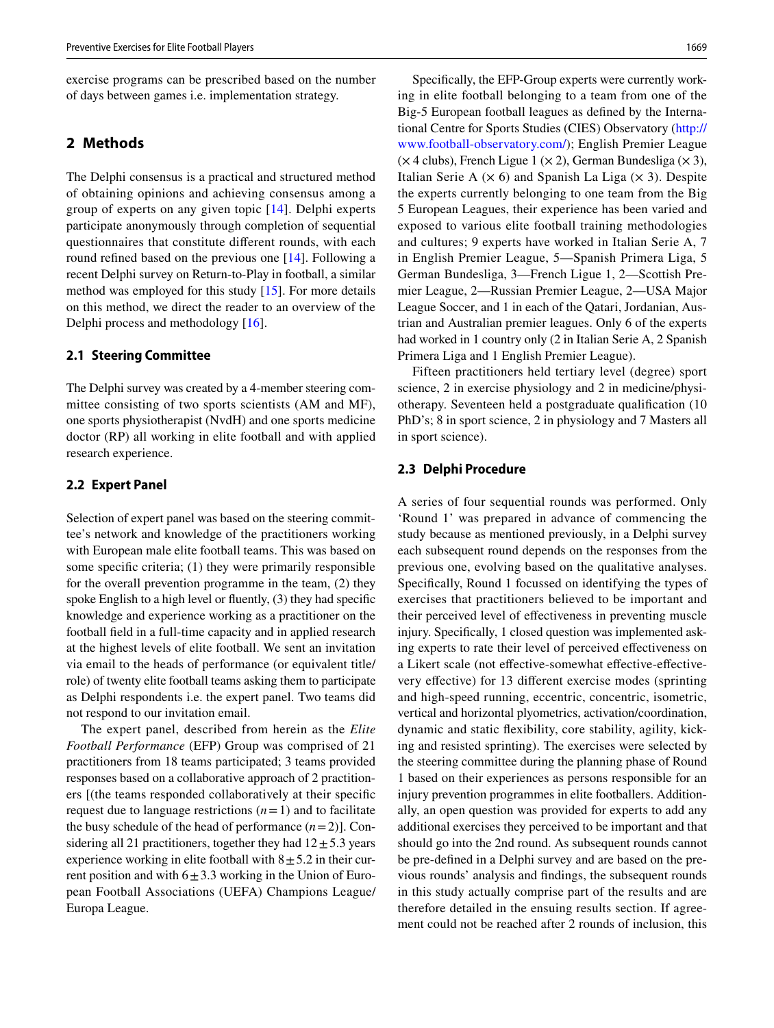exercise programs can be prescribed based on the number of days between games i.e. implementation strategy.

## 2 Methods

The Delphi consensus is a practical and structured method of obtaining opinions and achieving consensus among a group of experts on any given topic [14]. Delphi experts participate anonymously through completion of sequential questionnaires that constitute different rounds, with each round refined based on the previous one [14]. Following a recent Delphi survey on Return-to-Play in football, a similar method was employed for this study [15]. For more details on this method, we direct the reader to an overview of the Delphi process and methodology [16].

### 2.1 Steering Committee

The Delphi survey was created by a 4-member steering committee consisting of two sports scientists (AM and MF), one sports physiotherapist (NvdH) and one sports medicine doctor (RP) all working in elite football and with applied research experience.

### 2.2 Expert Panel

Selection of expert panel was based on the steering committee's network and knowledge of the practitioners working with European male elite football teams. This was based on some specific criteria; (1) they were primarily responsible for the overall prevention programme in the team, (2) they spoke English to a high level or fluently, (3) they had specific knowledge and experience working as a practitioner on the football field in a full-time capacity and in applied research at the highest levels of elite football. We sent an invitation via email to the heads of performance (or equivalent title/role) of twenty elite football teams asking them to participate as Delphi respondents i.e. the expert panel. Two teams did not respond to our invitation email.

The expert panel, described from herein as the *Elite Football Performance* (EFP) Group was comprised of 21 practitioners from 18 teams participated; 3 teams provided responses based on a collaborative approach of 2 practitioners [(the teams responded collaboratively at their specific request due to language restrictions ($n=1$) and to facilitate the busy schedule of the head of performance ($n=2$)]. Considering all 21 practitioners, together they had $12 \pm 5.3$ years experience working in elite football with $8 \pm 5.2$ in their current position and with $6 \pm 3.3$ working in the Union of European Football Associations (UEFA) Champions League/Europa League.

Specifically, the EFP-Group experts were currently working in elite football belonging to a team from one of the Big-5 European football leagues as defined by the International Centre for Sports Studies (CIES) Observatory (http://www.football-observatory.com/); English Premier League (× 4 clubs), French Ligue 1 (× 2), German Bundesliga (× 3), Italian Serie A (× 6) and Spanish La Liga (× 3). Despite the experts currently belonging to one team from the Big 5 European Leagues, their experience has been varied and exposed to various elite football training methodologies and cultures; 9 experts have worked in Italian Serie A, 7 in English Premier League, 5—Spanish Primera Liga, 5 German Bundesliga, 3—French Ligue 1, 2—Scottish Premier League, 2—Russian Premier League, 2—USA Major League Soccer, and 1 in each of the Qatari, Jordanian, Austrian and Australian premier leagues. Only 6 of the experts had worked in 1 country only (2 in Italian Serie A, 2 Spanish Primera Liga and 1 English Premier League).

Fifteen practitioners held tertiary level (degree) sport science, 2 in exercise physiology and 2 in medicine/physiotherapy. Seventeen held a postgraduate qualification (10 PhD's; 8 in sport science, 2 in physiology and 7 Masters all in sport science).

### 2.3 Delphi Procedure

A series of four sequential rounds was performed. Only 'Round 1' was prepared in advance of commencing the study because as mentioned previously, in a Delphi survey each subsequent round depends on the responses from the previous one, evolving based on the qualitative analyses. Specifically, Round 1 focussed on identifying the types of exercises that practitioners believed to be important and their perceived level of effectiveness in preventing muscle injury. Specifically, 1 closed question was implemented asking experts to rate their level of perceived effectiveness on a Likert scale (not effective-somewhat effective-effective-very effective) for 13 different exercise modes (sprinting and high-speed running, eccentric, concentric, isometric, vertical and horizontal plyometrics, activation/coordination, dynamic and static flexibility, core stability, agility, kicking and resisted sprinting). The exercises were selected by the steering committee during the planning phase of Round 1 based on their experiences as persons responsible for an injury prevention programmes in elite footballers. Additionally, an open question was provided for experts to add any additional exercises they perceived to be important and that should go into the 2nd round. As subsequent rounds cannot be pre-defined in a Delphi survey and are based on the previous rounds' analysis and findings, the subsequent rounds in this study actually comprise part of the results and are therefore detailed in the ensuing results section. If agreement could not be reached after 2 rounds of inclusion, this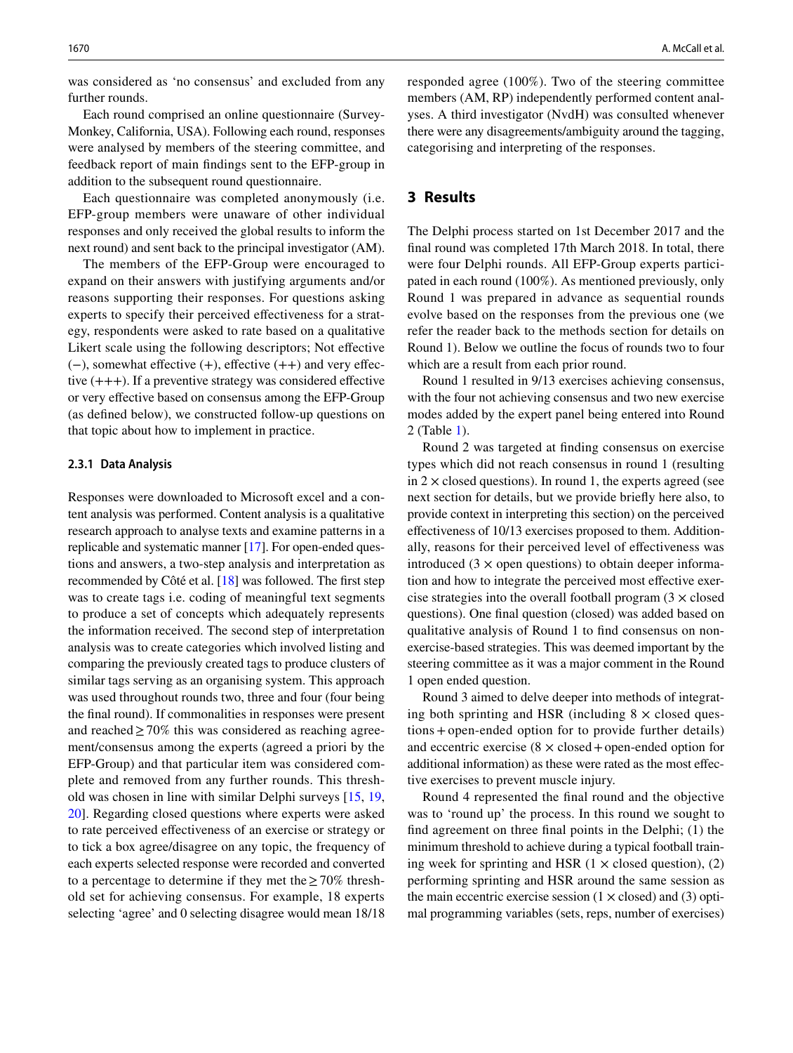was considered as 'no consensus' and excluded from any further rounds.

Each round comprised an online questionnaire (SurveyMonkey, California, USA). Following each round, responses were analysed by members of the steering committee, and feedback report of main findings sent to the EFP-group in addition to the subsequent round questionnaire.

Each questionnaire was completed anonymously (i.e. EFP-group members were unaware of other individual responses and only received the global results to inform the next round) and sent back to the principal investigator (AM).

The members of the EFP-Group were encouraged to expand on their answers with justifying arguments and/or reasons supporting their responses. For questions asking experts to specify their perceived effectiveness for a strategy, respondents were asked to rate based on a qualitative Likert scale using the following descriptors; Not effective (−), somewhat effective (+), effective (++) and very effective (+++). If a preventive strategy was considered effective or very effective based on consensus among the EFP-Group (as defined below), we constructed follow-up questions on that topic about how to implement in practice.

#### 2.3.1 Data Analysis

Responses were downloaded to Microsoft excel and a content analysis was performed. Content analysis is a qualitative research approach to analyse texts and examine patterns in a replicable and systematic manner [17]. For open-ended questions and answers, a two-step analysis and interpretation as recommended by Côté et al. [18] was followed. The first step was to create tags i.e. coding of meaningful text segments to produce a set of concepts which adequately represents the information received. The second step of interpretation analysis was to create categories which involved listing and comparing the previously created tags to produce clusters of similar tags serving as an organising system. This approach was used throughout rounds two, three and four (four being the final round). If commonalities in responses were present and reached ≥ 70% this was considered as reaching agreement/consensus among the experts (agreed a priori by the EFP-Group) and that particular item was considered complete and removed from any further rounds. This threshold was chosen in line with similar Delphi surveys [15, 19, 20]. Regarding closed questions where experts were asked to rate perceived effectiveness of an exercise or strategy or to tick a box agree/disagree on any topic, the frequency of each experts selected response were recorded and converted to a percentage to determine if they met the ≥ 70% threshold set for achieving consensus. For example, 18 experts selecting 'agree' and 0 selecting disagree would mean 18/18 responded agree (100%). Two of the steering committee members (AM, RP) independently performed content analyses. A third investigator (NvdH) was consulted whenever there were any disagreements/ambiguity around the tagging, categorising and interpreting of the responses.

## 3 Results

The Delphi process started on 1st December 2017 and the final round was completed 17th March 2018. In total, there were four Delphi rounds. All EFP-Group experts participated in each round (100%). As mentioned previously, only Round 1 was prepared in advance as sequential rounds evolve based on the responses from the previous one (we refer the reader back to the methods section for details on Round 1). Below we outline the focus of rounds two to four which are a result from each prior round.

Round 1 resulted in 9/13 exercises achieving consensus, with the four not achieving consensus and two new exercise modes added by the expert panel being entered into Round 2 (Table 1).

Round 2 was targeted at finding consensus on exercise types which did not reach consensus in round 1 (resulting in 2 × closed questions). In round 1, the experts agreed (see next section for details, but we provide briefly here also, to provide context in interpreting this section) on the perceived effectiveness of 10/13 exercises proposed to them. Additionally, reasons for their perceived level of effectiveness was introduced (3 × open questions) to obtain deeper information and how to integrate the perceived most effective exercise strategies into the overall football program (3 × closed questions). One final question (closed) was added based on qualitative analysis of Round 1 to find consensus on non-exercise-based strategies. This was deemed important by the steering committee as it was a major comment in the Round 1 open ended question.

Round 3 aimed to delve deeper into methods of integrating both sprinting and HSR (including 8 × closed questions + open-ended option for to provide further details) and eccentric exercise (8 × closed + open-ended option for additional information) as these were rated as the most effective exercises to prevent muscle injury.

Round 4 represented the final round and the objective was to 'round up' the process. In this round we sought to find agreement on three final points in the Delphi; (1) the minimum threshold to achieve during a typical football training week for sprinting and HSR (1 × closed question), (2) performing sprinting and HSR around the same session as the main eccentric exercise session (1 × closed) and (3) optimal programming variables (sets, reps, number of exercises)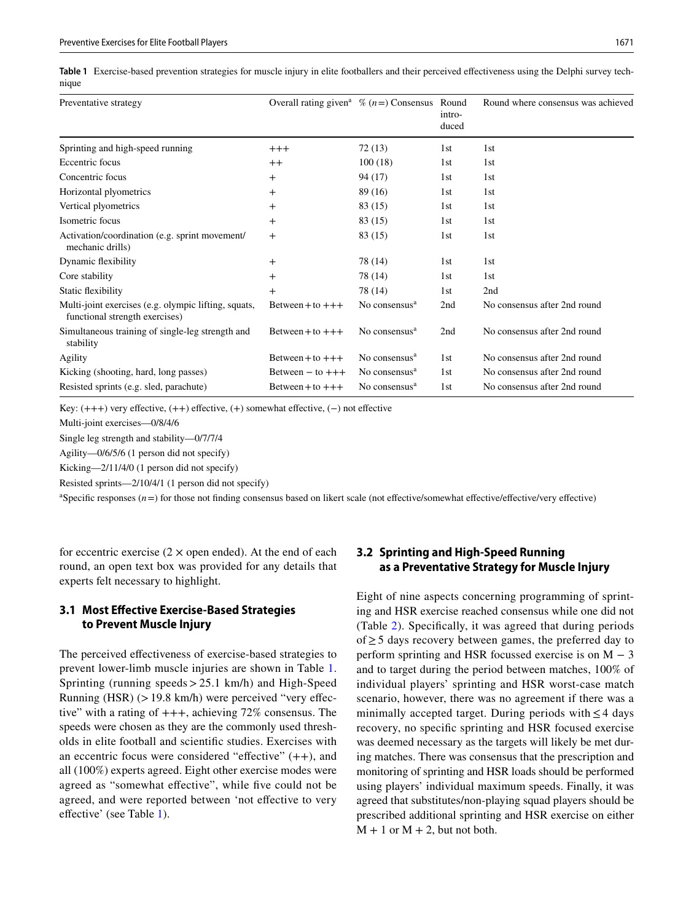**Table 1** Exercise-based prevention strategies for muscle injury in elite footballers and their perceived effectiveness using the Delphi survey technique

| Preventative strategy | Overall rating given[a] | % (n=) Consensus | Round introduced | Round where consensus was achieved |
|---|---|---|---|---|
| Sprinting and high-speed running | +++ | 72 (13) | 1st | 1st |
| Eccentric focus | ++ | 100 (18) | 1st | 1st |
| Concentric focus | + | 94 (17) | 1st | 1st |
| Horizontal plyometrics | + | 89 (16) | 1st | 1st |
| Vertical plyometrics | + | 83 (15) | 1st | 1st |
| Isometric focus | + | 83 (15) | 1st | 1st |
| Activation/coordination (e.g. sprint movement/ mechanic drills) | + | 83 (15) | 1st | 1st |
| Dynamic flexibility | + | 78 (14) | 1st | 1st |
| Core stability | + | 78 (14) | 1st | 1st |
| Static flexibility | + | 78 (14) | 1st | 2nd |
| Multi-joint exercises (e.g. olympic lifting, squats, functional strength exercises) | Between + to +++ | No consensus[a] | 2nd | No consensus after 2nd round |
| Simultaneous training of single-leg strength and stability | Between + to +++ | No consensus[a] | 2nd | No consensus after 2nd round |
| Agility | Between + to +++ | No consensus[a] | 1st | No consensus after 2nd round |
| Kicking (shooting, hard, long passes) | Between − to +++ | No consensus[a] | 1st | No consensus after 2nd round |
| Resisted sprints (e.g. sled, parachute) | Between + to +++ | No consensus[a] | 1st | No consensus after 2nd round |

Key: (+++) very effective, (++) effective, (+) somewhat effective, (−) not effective

Multi-joint exercises—0/8/4/6

Single leg strength and stability—0/7/7/4

Agility—0/6/5/6 (1 person did not specify)

Kicking—2/11/4/0 (1 person did not specify)

Resisted sprints—2/10/4/1 (1 person did not specify)

[a]Specific responses (n=) for those not finding consensus based on likert scale (not effective/somewhat effective/effective/very effective)

for eccentric exercise (2 × open ended). At the end of each round, an open text box was provided for any details that experts felt necessary to highlight.

### 3.1 Most Effective Exercise-Based Strategies to Prevent Muscle Injury

The perceived effectiveness of exercise-based strategies to prevent lower-limb muscle injuries are shown in Table 1. Sprinting (running speeds > 25.1 km/h) and High-Speed Running (HSR) (> 19.8 km/h) were perceived "very effective" with a rating of +++, achieving 72% consensus. The speeds were chosen as they are the commonly used thresholds in elite football and scientific studies. Exercises with an eccentric focus were considered "effective" (++), and all (100%) experts agreed. Eight other exercise modes were agreed as "somewhat effective", while five could not be agreed, and were reported between 'not effective to very effective' (see Table 1).

### 3.2 Sprinting and High-Speed Running as a Preventative Strategy for Muscle Injury

Eight of nine aspects concerning programming of sprinting and HSR exercise reached consensus while one did not (Table 2). Specifically, it was agreed that during periods of ≥ 5 days recovery between games, the preferred day to perform sprinting and HSR focussed exercise is on M − 3 and to target during the period between matches, 100% of individual players' sprinting and HSR worst-case match scenario, however, there was no agreement if there was a minimally accepted target. During periods with ≤ 4 days recovery, no specific sprinting and HSR focused exercise was deemed necessary as the targets will likely be met during matches. There was consensus that the prescription and monitoring of sprinting and HSR loads should be performed using players' individual maximum speeds. Finally, it was agreed that substitutes/non-playing squad players should be prescribed additional sprinting and HSR exercise on either M + 1 or M + 2, but not both.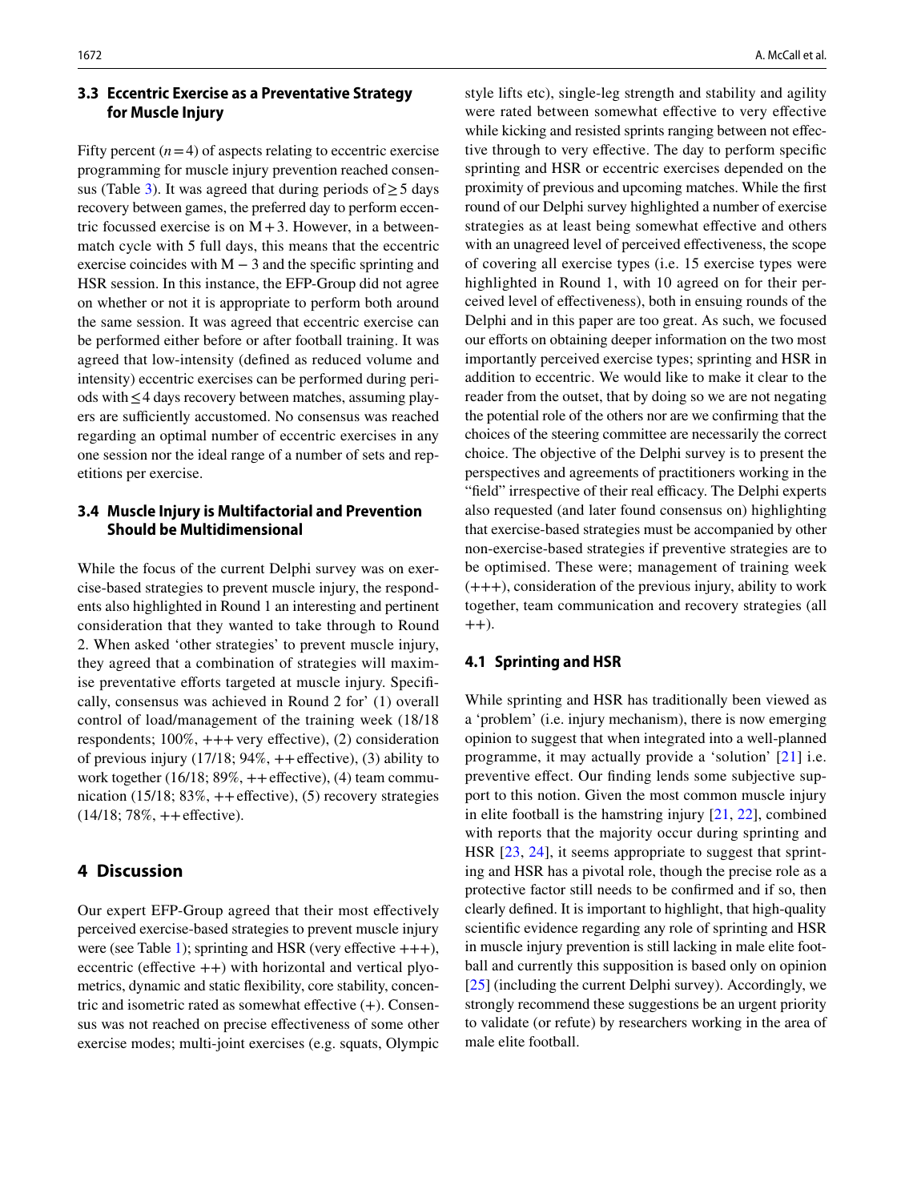### 3.3 Eccentric Exercise as a Preventative Strategy for Muscle Injury

Fifty percent ($n = 4$) of aspects relating to eccentric exercise programming for muscle injury prevention reached consensus (Table 3). It was agreed that during periods of ≥ 5 days recovery between games, the preferred day to perform eccentric focussed exercise is on M + 3. However, in a between-match cycle with 5 full days, this means that the eccentric exercise coincides with M − 3 and the specific sprinting and HSR session. In this instance, the EFP-Group did not agree on whether or not it is appropriate to perform both around the same session. It was agreed that eccentric exercise can be performed either before or after football training. It was agreed that low-intensity (defined as reduced volume and intensity) eccentric exercises can be performed during periods with ≤ 4 days recovery between matches, assuming players are sufficiently accustomed. No consensus was reached regarding an optimal number of eccentric exercises in any one session nor the ideal range of a number of sets and repetitions per exercise.

### 3.4 Muscle Injury is Multifactorial and Prevention Should be Multidimensional

While the focus of the current Delphi survey was on exercise-based strategies to prevent muscle injury, the respondents also highlighted in Round 1 an interesting and pertinent consideration that they wanted to take through to Round 2. When asked 'other strategies' to prevent muscle injury, they agreed that a combination of strategies will maximise preventative efforts targeted at muscle injury. Specifically, consensus was achieved in Round 2 for' (1) overall control of load/management of the training week (18/18 respondents; 100%, +++ very effective), (2) consideration of previous injury (17/18; 94%, ++ effective), (3) ability to work together (16/18; 89%, ++ effective), (4) team communication (15/18; 83%, ++ effective), (5) recovery strategies (14/18; 78%, ++ effective).

## 4 Discussion

Our expert EFP-Group agreed that their most effectively perceived exercise-based strategies to prevent muscle injury were (see Table 1); sprinting and HSR (very effective +++), eccentric (effective ++) with horizontal and vertical plyometrics, dynamic and static flexibility, core stability, concentric and isometric rated as somewhat effective (+). Consensus was not reached on precise effectiveness of some other exercise modes; multi-joint exercises (e.g. squats, Olympic style lifts etc), single-leg strength and stability and agility were rated between somewhat effective to very effective while kicking and resisted sprints ranging between not effective through to very effective. The day to perform specific sprinting and HSR or eccentric exercises depended on the proximity of previous and upcoming matches. While the first round of our Delphi survey highlighted a number of exercise strategies as at least being somewhat effective and others with an unagreed level of perceived effectiveness, the scope of covering all exercise types (i.e. 15 exercise types were highlighted in Round 1, with 10 agreed on for their perceived level of effectiveness), both in ensuing rounds of the Delphi and in this paper are too great. As such, we focused our efforts on obtaining deeper information on the two most importantly perceived exercise types; sprinting and HSR in addition to eccentric. We would like to make it clear to the reader from the outset, that by doing so we are not negating the potential role of the others nor are we confirming that the choices of the steering committee are necessarily the correct choice. The objective of the Delphi survey is to present the perspectives and agreements of practitioners working in the "field" irrespective of their real efficacy. The Delphi experts also requested (and later found consensus on) highlighting that exercise-based strategies must be accompanied by other non-exercise-based strategies if preventive strategies are to be optimised. These were; management of training week (+++), consideration of the previous injury, ability to work together, team communication and recovery strategies (all ++).

### 4.1 Sprinting and HSR

While sprinting and HSR has traditionally been viewed as a 'problem' (i.e. injury mechanism), there is now emerging opinion to suggest that when integrated into a well-planned programme, it may actually provide a 'solution' [21] i.e. preventive effect. Our finding lends some subjective support to this notion. Given the most common muscle injury in elite football is the hamstring injury [21, 22], combined with reports that the majority occur during sprinting and HSR [23, 24], it seems appropriate to suggest that sprinting and HSR has a pivotal role, though the precise role as a protective factor still needs to be confirmed and if so, then clearly defined. It is important to highlight, that high-quality scientific evidence regarding any role of sprinting and HSR in muscle injury prevention is still lacking in male elite football and currently this supposition is based only on opinion [25] (including the current Delphi survey). Accordingly, we strongly recommend these suggestions be an urgent priority to validate (or refute) by researchers working in the area of male elite football.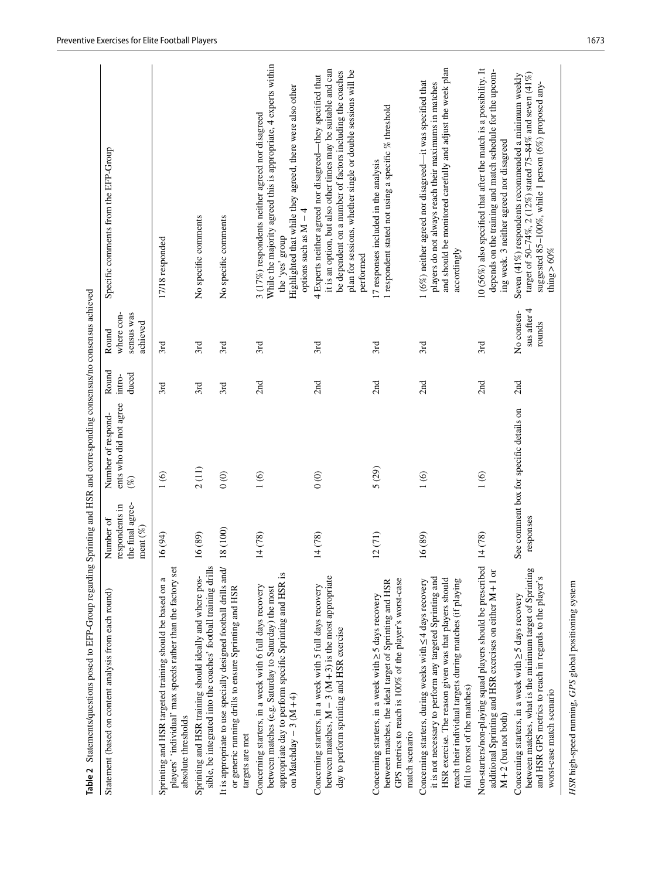**Table 2** Statements/questions posed to EFP-Group regarding Sprinting and HSR and corresponding consensus/no consensus achieved

| Statement (based on content analysis from each round) | Number of respondents in the final agreement (%) | Number of respondents who did not agree (%) | Round introduced | Round where consensus was achieved | Specific comments from the EFP-Group |
|---|---|---|---|---|---|
| Sprinting and HSR targeted training should be based on a players' 'individual' max speeds rather than the factory set absolute thresholds | 16 (94) | 1 (6) | 3rd | 3rd | 17/18 responded |
| Sprinting and HSR training should ideally and where possible, be integrated into the coaches' football training drills | 16 (89) | 2 (11) | 3rd | 3rd | No specific comments |
| It is appropriate to use specially designed football drills and/ or generic running drills to ensure Sprinting and HSR targets are met | 18 (100) | 0 (0) | 3rd | 3rd | No specific comments |
| Concerning starters, in a week with 6 full days recovery between matches (e.g. Saturday to Saturday) the most appropriate day to perform specific Sprinting and HSR is on Matchday − 3 (M + 4) | 14 (78) | 1 (6) | 2nd | 3rd | 3 (17%) respondents neither agreed nor disagreed<br>While the majority agreed this is appropriate, 4 experts within the 'yes' group<br>Highlighted that while they agreed, there were also other options such as M − 4 |
| Concerning starters, in a week with 5 full days recovery between matches, M − 3 (M + 3) is the most appropriate day to perform sprinting and HSR exercise | 14 (78) | 0 (0) | 2nd | 3rd | 4 Experts neither agreed nor disagreed—they specified that it is an option, but also other times may be suitable and can be dependent on a number of factors including the coaches plan for sessions, whether single or double sessions will be performed |
| Concerning starters, in a week with ≥ 5 days recovery between matches, the ideal target of Sprinting and HSR GPS metrics to reach is 100% of the player's worst-case match scenario | 12 (71) | 5 (29) | 2nd | 3rd | 17 responses included in the analysis<br>1 respondent stated not using a specific % threshold |
| Concerning starters, during weeks with ≤ 4 days recovery it is not necessary to perform any targeted Sprinting and HSR exercise. The reason given was that players should reach their individual targets during matches (if playing full to most of the matches) | 16 (89) | 1 (6) | 2nd | 3rd | 1 (6%) neither agreed nor disagreed—it was specified that players do not always reach their maximums in matches and should be monitored carefully and adjust the week plan accordingly |
| Non-starters/non-playing squad players should be prescribed additional Sprinting and HSR exercises on either M + 1 or M + 2 (but not both) | 14 (78) | 1 (6) | 2nd | 3rd | 10 (56%) also specified that after the match is a possibility. It depends on the training and match schedule for the upcoming week. 3 neither agreed nor disagreed |
| Concerning starters, in a week with ≥ 5 days recovery between matches, what is the minimum target of Sprinting and HSR GPS metrics to reach in regards to the player's worst-case match scenario | See comment box for specific details on responses | | 2nd | No consensus after 4 rounds | Seven (41%) respondents recommended a minimum weekly target of 50–74%, 2 (12%) stated 75–84% and seven (41%) suggested 85–100%, while 1 person (6%) proposed anything > 60% |

*HSR* high-speed running, *GPS* global positioning system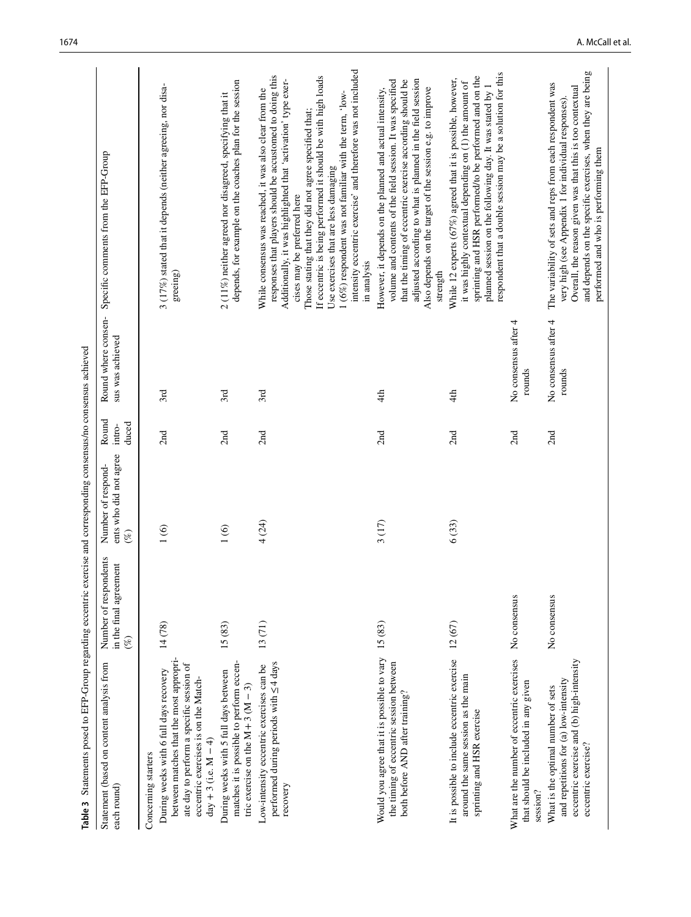**Table 3** Statements posed to EFP-Group regarding eccentric exercise and corresponding consensus/no consensus achieved

| Statement (based on content analysis from each round) | Number of respondents in the final agreement (%) | Number of respondents who did not agree (%) | Round introduced | Round where consensus was achieved | Specific comments from the EFP-Group |
|---|---|---|---|---|---|
| Concerning starters | | | | | |
| During weeks with 6 full days recovery between matches that the most appropriate day to perform a specific session of eccentric exercises is on the Match-day + 3 (i.e. M − 4) | 14 (78) | 1 (6) | 2nd | 3rd | 3 (17%) stated that it depends (neither agreeing, nor disagreeing) |
| During weeks with 5 full days between matches it is possible to perform eccentric exercise on the M + 3 (M − 3) | 15 (83) | 1 (6) | 2nd | 3rd | 2 (11%) neither agreed nor disagreed, specifying that it depends, for example on the coaches plan for the session |
| Low-intensity eccentric exercises can be performed during periods with ≤ 4 days recovery | 13 (71) | 4 (24) | 2nd | 3rd | While consensus was reached, it was also clear from the responses that players should be accustomed to doing this<br>Additionally, it was highlighted that 'activation' type exercises may be preferred here<br>Those stating that they did not agree specified that;<br>If eccentric is being performed it should be with high loads<br>Use exercises that are less damaging<br>1 (6%) respondent was not familiar with the term, 'low-intensity eccentric exercise' and therefore was not included in analysis |
| Would you agree that it is possible to vary the timing of eccentric session between both before AND after training? | 15 (83) | 3 (17) | 2nd | 4th | However, it depends on the planned and actual intensity, volume and contents of the field session. It was specified that the timing of eccentric exercise according should be adjusted according to what is planned in the field session<br>Also depends on the target of the session e.g. to improve strength |
| It is possible to include eccentric exercise around the same session as the main sprinting and HSR exercise | 12 (67) | 6 (33) | 2nd | 4th | While 12 experts (67%) agreed that it is possible, however, it was highly contextual depending on (1) the amount of sprinting and HSR performed/to be performed and on the planned session on the following day. It was stated by 1 respondent that a double session may be a solution for this |
| What are the number of eccentric exercises that should be included in any given session? | No consensus | | 2nd | No consensus after 4 rounds | |
| What is the optimal number of sets and repetitions for (a) low-intensity eccentric exercise and (b) high-intensity eccentric exercise? | No consensus | | 2nd | No consensus after 4 rounds | The variability of sets and reps from each respondent was very high (see Appendix 1 for individual responses).<br>Overall, the reason given was that this is too contextual and depends on the specific exercises, when they are being performed and who is performing them |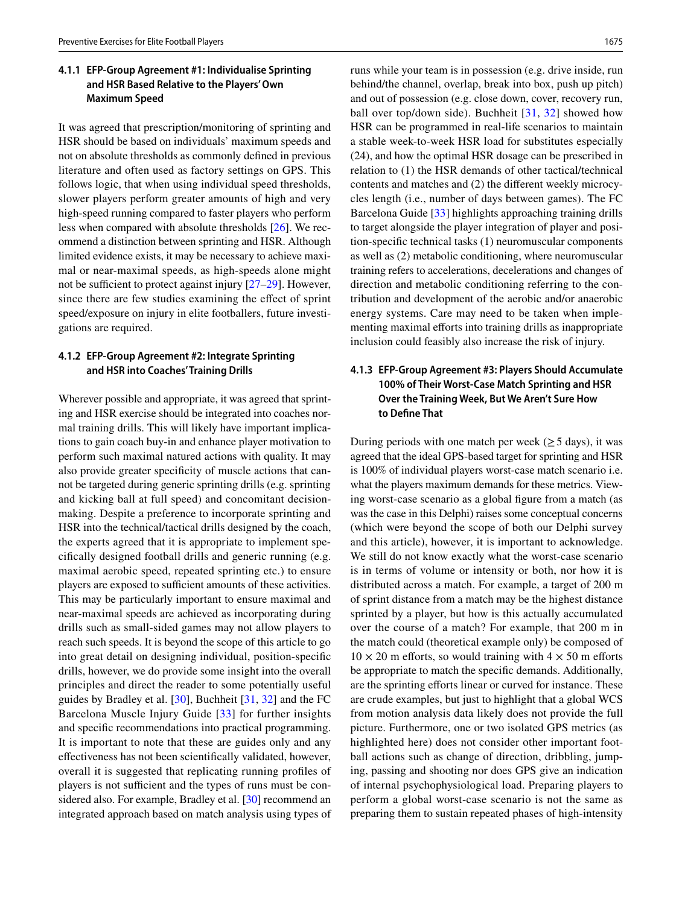#### 4.1.1 EFP-Group Agreement #1: Individualise Sprinting and HSR Based Relative to the Players' Own Maximum Speed

It was agreed that prescription/monitoring of sprinting and HSR should be based on individuals' maximum speeds and not on absolute thresholds as commonly defined in previous literature and often used as factory settings on GPS. This follows logic, that when using individual speed thresholds, slower players perform greater amounts of high and very high-speed running compared to faster players who perform less when compared with absolute thresholds [26]. We recommend a distinction between sprinting and HSR. Although limited evidence exists, it may be necessary to achieve maximal or near-maximal speeds, as high-speeds alone might not be sufficient to protect against injury [27–29]. However, since there are few studies examining the effect of sprint speed/exposure on injury in elite footballers, future investigations are required.

#### 4.1.2 EFP-Group Agreement #2: Integrate Sprinting and HSR into Coaches' Training Drills

Wherever possible and appropriate, it was agreed that sprinting and HSR exercise should be integrated into coaches normal training drills. This will likely have important implications to gain coach buy-in and enhance player motivation to perform such maximal natured actions with quality. It may also provide greater specificity of muscle actions that cannot be targeted during generic sprinting drills (e.g. sprinting and kicking ball at full speed) and concomitant decision-making. Despite a preference to incorporate sprinting and HSR into the technical/tactical drills designed by the coach, the experts agreed that it is appropriate to implement specifically designed football drills and generic running (e.g. maximal aerobic speed, repeated sprinting etc.) to ensure players are exposed to sufficient amounts of these activities. This may be particularly important to ensure maximal and near-maximal speeds are achieved as incorporating during drills such as small-sided games may not allow players to reach such speeds. It is beyond the scope of this article to go into great detail on designing individual, position-specific drills, however, we do provide some insight into the overall principles and direct the reader to some potentially useful guides by Bradley et al. [30], Buchheit [31, 32] and the FC Barcelona Muscle Injury Guide [33] for further insights and specific recommendations into practical programming. It is important to note that these are guides only and any effectiveness has not been scientifically validated, however, overall it is suggested that replicating running profiles of players is not sufficient and the types of runs must be considered also. For example, Bradley et al. [30] recommend an integrated approach based on match analysis using types of runs while your team is in possession (e.g. drive inside, run behind/the channel, overlap, break into box, push up pitch) and out of possession (e.g. close down, cover, recovery run, ball over top/down side). Buchheit [31, 32] showed how HSR can be programmed in real-life scenarios to maintain a stable week-to-week HSR load for substitutes especially (24), and how the optimal HSR dosage can be prescribed in relation to (1) the HSR demands of other tactical/technical contents and matches and (2) the different weekly microcycles length (i.e., number of days between games). The FC Barcelona Guide [33] highlights approaching training drills to target alongside the player integration of player and position-specific technical tasks (1) neuromuscular components as well as (2) metabolic conditioning, where neuromuscular training refers to accelerations, decelerations and changes of direction and metabolic conditioning referring to the contribution and development of the aerobic and/or anaerobic energy systems. Care may need to be taken when implementing maximal efforts into training drills as inappropriate inclusion could feasibly also increase the risk of injury.

#### 4.1.3 EFP-Group Agreement #3: Players Should Accumulate 100% of Their Worst-Case Match Sprinting and HSR Over the Training Week, But We Aren't Sure How to Define That

During periods with one match per week ($\geq 5$ days), it was agreed that the ideal GPS-based target for sprinting and HSR is 100% of individual players worst-case match scenario i.e. what the players maximum demands for these metrics. Viewing worst-case scenario as a global figure from a match (as was the case in this Delphi) raises some conceptual concerns (which were beyond the scope of both our Delphi survey and this article), however, it is important to acknowledge. We still do not know exactly what the worst-case scenario is in terms of volume or intensity or both, nor how it is distributed across a match. For example, a target of 200 m of sprint distance from a match may be the highest distance sprinted by a player, but how is this actually accumulated over the course of a match? For example, that 200 m in the match could (theoretical example only) be composed of $10 \times 20$ m efforts, so would training with $4 \times 50$ m efforts be appropriate to match the specific demands. Additionally, are the sprinting efforts linear or curved for instance. These are crude examples, but just to highlight that a global WCS from motion analysis data likely does not provide the full picture. Furthermore, one or two isolated GPS metrics (as highlighted here) does not consider other important football actions such as change of direction, dribbling, jumping, passing and shooting nor does GPS give an indication of internal psychophysiological load. Preparing players to perform a global worst-case scenario is not the same as preparing them to sustain repeated phases of high-intensity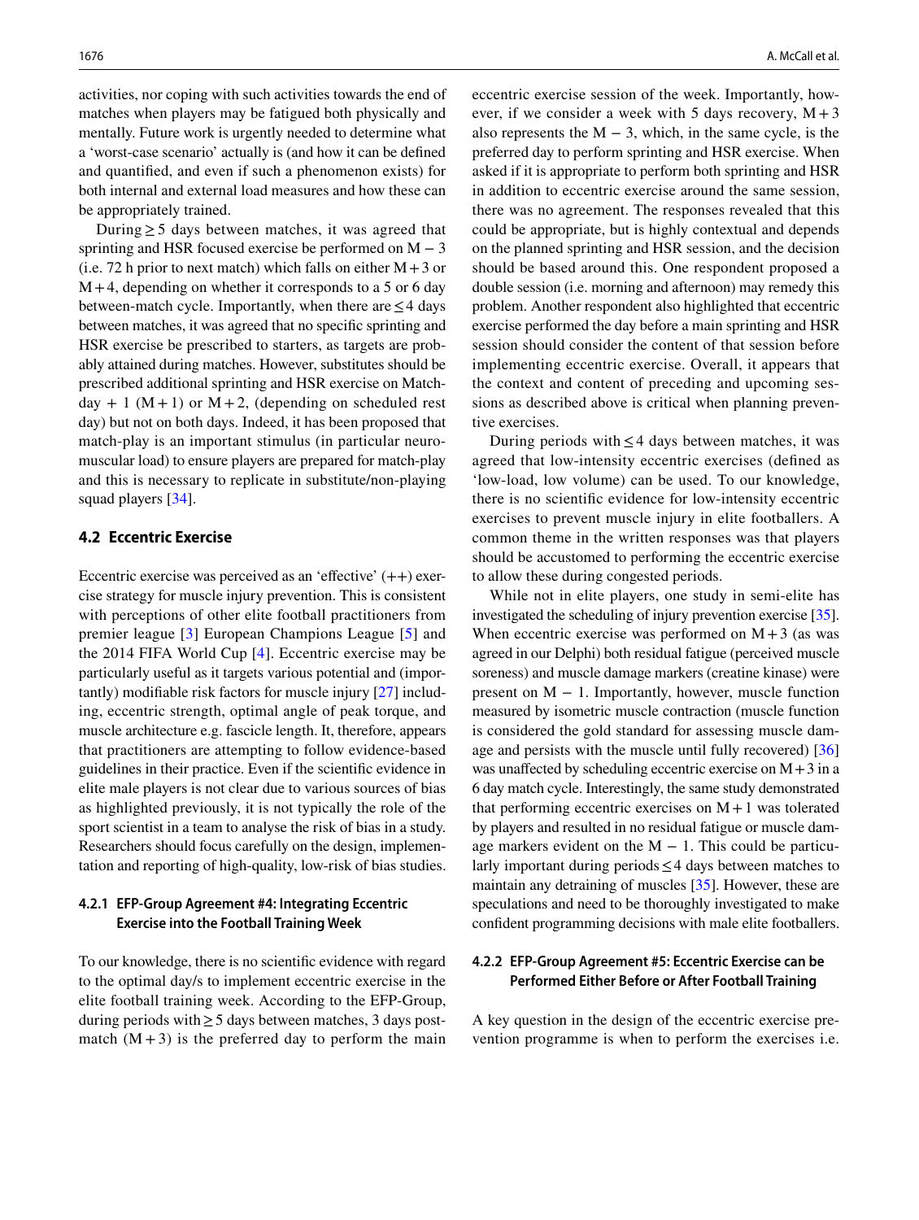activities, nor coping with such activities towards the end of matches when players may be fatigued both physically and mentally. Future work is urgently needed to determine what a 'worst-case scenario' actually is (and how it can be defined and quantified, and even if such a phenomenon exists) for both internal and external load measures and how these can be appropriately trained.

During ≥ 5 days between matches, it was agreed that sprinting and HSR focused exercise be performed on M − 3 (i.e. 72 h prior to next match) which falls on either M + 3 or M + 4, depending on whether it corresponds to a 5 or 6 day between-match cycle. Importantly, when there are ≤ 4 days between matches, it was agreed that no specific sprinting and HSR exercise be prescribed to starters, as targets are probably attained during matches. However, substitutes should be prescribed additional sprinting and HSR exercise on Match-day + 1 (M + 1) or M + 2, (depending on scheduled rest day) but not on both days. Indeed, it has been proposed that match-play is an important stimulus (in particular neuromuscular load) to ensure players are prepared for match-play and this is necessary to replicate in substitute/non-playing squad players [34].

### 4.2 Eccentric Exercise

Eccentric exercise was perceived as an 'effective' (++) exercise strategy for muscle injury prevention. This is consistent with perceptions of other elite football practitioners from premier league [3] European Champions League [5] and the 2014 FIFA World Cup [4]. Eccentric exercise may be particularly useful as it targets various potential and (importantly) modifiable risk factors for muscle injury [27] including, eccentric strength, optimal angle of peak torque, and muscle architecture e.g. fascicle length. It, therefore, appears that practitioners are attempting to follow evidence-based guidelines in their practice. Even if the scientific evidence in elite male players is not clear due to various sources of bias as highlighted previously, it is not typically the role of the sport scientist in a team to analyse the risk of bias in a study. Researchers should focus carefully on the design, implementation and reporting of high-quality, low-risk of bias studies.

#### 4.2.1 EFP-Group Agreement #4: Integrating Eccentric Exercise into the Football Training Week

To our knowledge, there is no scientific evidence with regard to the optimal day/s to implement eccentric exercise in the elite football training week. According to the EFP-Group, during periods with ≥ 5 days between matches, 3 days post-match (M + 3) is the preferred day to perform the main eccentric exercise session of the week. Importantly, however, if we consider a week with 5 days recovery, M + 3 also represents the M − 3, which, in the same cycle, is the preferred day to perform sprinting and HSR exercise. When asked if it is appropriate to perform both sprinting and HSR in addition to eccentric exercise around the same session, there was no agreement. The responses revealed that this could be appropriate, but is highly contextual and depends on the planned sprinting and HSR session, and the decision should be based around this. One respondent proposed a double session (i.e. morning and afternoon) may remedy this problem. Another respondent also highlighted that eccentric exercise performed the day before a main sprinting and HSR session should consider the content of that session before implementing eccentric exercise. Overall, it appears that the context and content of preceding and upcoming sessions as described above is critical when planning preventive exercises.

During periods with ≤ 4 days between matches, it was agreed that low-intensity eccentric exercises (defined as 'low-load, low volume) can be used. To our knowledge, there is no scientific evidence for low-intensity eccentric exercises to prevent muscle injury in elite footballers. A common theme in the written responses was that players should be accustomed to performing the eccentric exercise to allow these during congested periods.

While not in elite players, one study in semi-elite has investigated the scheduling of injury prevention exercise [35]. When eccentric exercise was performed on M + 3 (as was agreed in our Delphi) both residual fatigue (perceived muscle soreness) and muscle damage markers (creatine kinase) were present on M − 1. Importantly, however, muscle function measured by isometric muscle contraction (muscle function is considered the gold standard for assessing muscle damage and persists with the muscle until fully recovered) [36] was unaffected by scheduling eccentric exercise on M + 3 in a 6 day match cycle. Interestingly, the same study demonstrated that performing eccentric exercises on M + 1 was tolerated by players and resulted in no residual fatigue or muscle damage markers evident on the M − 1. This could be particularly important during periods ≤ 4 days between matches to maintain any detraining of muscles [35]. However, these are speculations and need to be thoroughly investigated to make confident programming decisions with male elite footballers.

#### 4.2.2 EFP-Group Agreement #5: Eccentric Exercise can be Performed Either Before or After Football Training

A key question in the design of the eccentric exercise prevention programme is when to perform the exercises i.e.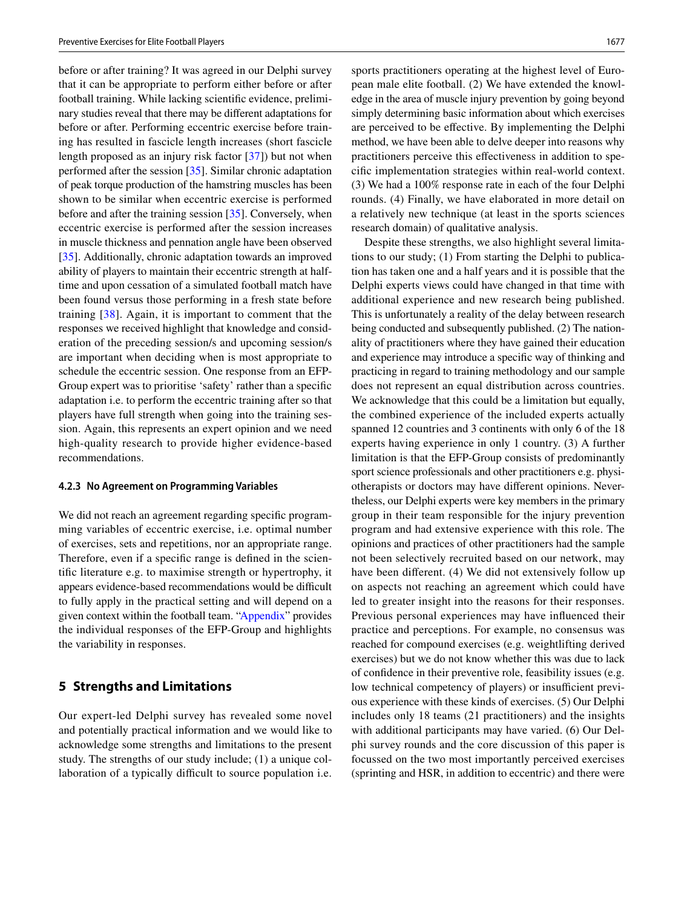before or after training? It was agreed in our Delphi survey that it can be appropriate to perform either before or after football training. While lacking scientific evidence, preliminary studies reveal that there may be different adaptations for before or after. Performing eccentric exercise before training has resulted in fascicle length increases (short fascicle length proposed as an injury risk factor [37]) but not when performed after the session [35]. Similar chronic adaptation of peak torque production of the hamstring muscles has been shown to be similar when eccentric exercise is performed before and after the training session [35]. Conversely, when eccentric exercise is performed after the session increases in muscle thickness and pennation angle have been observed [35]. Additionally, chronic adaptation towards an improved ability of players to maintain their eccentric strength at half-time and upon cessation of a simulated football match have been found versus those performing in a fresh state before training [38]. Again, it is important to comment that the responses we received highlight that knowledge and consideration of the preceding session/s and upcoming session/s are important when deciding when is most appropriate to schedule the eccentric session. One response from an EFP-Group expert was to prioritise 'safety' rather than a specific adaptation i.e. to perform the eccentric training after so that players have full strength when going into the training session. Again, this represents an expert opinion and we need high-quality research to provide higher evidence-based recommendations.

#### 4.2.3 No Agreement on Programming Variables

We did not reach an agreement regarding specific programming variables of eccentric exercise, i.e. optimal number of exercises, sets and repetitions, nor an appropriate range. Therefore, even if a specific range is defined in the scientific literature e.g. to maximise strength or hypertrophy, it appears evidence-based recommendations would be difficult to fully apply in the practical setting and will depend on a given context within the football team. "Appendix" provides the individual responses of the EFP-Group and highlights the variability in responses.

## 5 Strengths and Limitations

Our expert-led Delphi survey has revealed some novel and potentially practical information and we would like to acknowledge some strengths and limitations to the present study. The strengths of our study include; (1) a unique collaboration of a typically difficult to source population i.e. sports practitioners operating at the highest level of European male elite football. (2) We have extended the knowledge in the area of muscle injury prevention by going beyond simply determining basic information about which exercises are perceived to be effective. By implementing the Delphi method, we have been able to delve deeper into reasons why practitioners perceive this effectiveness in addition to specific implementation strategies within real-world context. (3) We had a 100% response rate in each of the four Delphi rounds. (4) Finally, we have elaborated in more detail on a relatively new technique (at least in the sports sciences research domain) of qualitative analysis.

Despite these strengths, we also highlight several limitations to our study; (1) From starting the Delphi to publication has taken one and a half years and it is possible that the Delphi experts views could have changed in that time with additional experience and new research being published. This is unfortunately a reality of the delay between research being conducted and subsequently published. (2) The nationality of practitioners where they have gained their education and experience may introduce a specific way of thinking and practicing in regard to training methodology and our sample does not represent an equal distribution across countries. We acknowledge that this could be a limitation but equally, the combined experience of the included experts actually spanned 12 countries and 3 continents with only 6 of the 18 experts having experience in only 1 country. (3) A further limitation is that the EFP-Group consists of predominantly sport science professionals and other practitioners e.g. physiotherapists or doctors may have different opinions. Nevertheless, our Delphi experts were key members in the primary group in their team responsible for the injury prevention program and had extensive experience with this role. The opinions and practices of other practitioners had the sample not been selectively recruited based on our network, may have been different. (4) We did not extensively follow up on aspects not reaching an agreement which could have led to greater insight into the reasons for their responses. Previous personal experiences may have influenced their practice and perceptions. For example, no consensus was reached for compound exercises (e.g. weightlifting derived exercises) but we do not know whether this was due to lack of confidence in their preventive role, feasibility issues (e.g. low technical competency of players) or insufficient previous experience with these kinds of exercises. (5) Our Delphi includes only 18 teams (21 practitioners) and the insights with additional participants may have varied. (6) Our Delphi survey rounds and the core discussion of this paper is focussed on the two most importantly perceived exercises (sprinting and HSR, in addition to eccentric) and there were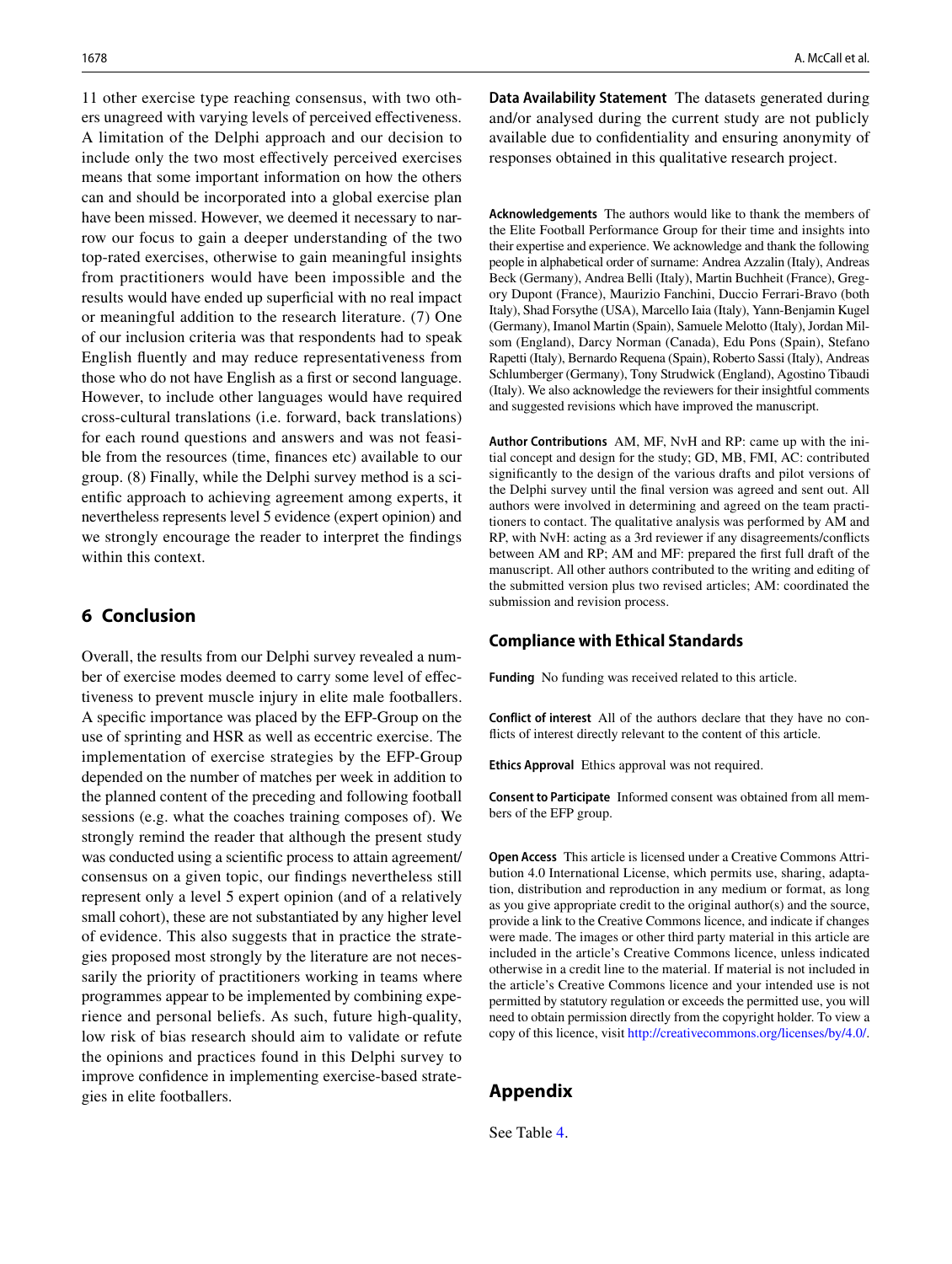11 other exercise type reaching consensus, with two others unagreed with varying levels of perceived effectiveness. A limitation of the Delphi approach and our decision to include only the two most effectively perceived exercises means that some important information on how the others can and should be incorporated into a global exercise plan have been missed. However, we deemed it necessary to narrow our focus to gain a deeper understanding of the two top-rated exercises, otherwise to gain meaningful insights from practitioners would have been impossible and the results would have ended up superficial with no real impact or meaningful addition to the research literature. (7) One of our inclusion criteria was that respondents had to speak English fluently and may reduce representativeness from those who do not have English as a first or second language. However, to include other languages would have required cross-cultural translations (i.e. forward, back translations) for each round questions and answers and was not feasible from the resources (time, finances etc) available to our group. (8) Finally, while the Delphi survey method is a scientific approach to achieving agreement among experts, it nevertheless represents level 5 evidence (expert opinion) and we strongly encourage the reader to interpret the findings within this context.

## 6 Conclusion

Overall, the results from our Delphi survey revealed a number of exercise modes deemed to carry some level of effectiveness to prevent muscle injury in elite male footballers. A specific importance was placed by the EFP-Group on the use of sprinting and HSR as well as eccentric exercise. The implementation of exercise strategies by the EFP-Group depended on the number of matches per week in addition to the planned content of the preceding and following football sessions (e.g. what the coaches training composes of). We strongly remind the reader that although the present study was conducted using a scientific process to attain agreement/consensus on a given topic, our findings nevertheless still represent only a level 5 expert opinion (and of a relatively small cohort), these are not substantiated by any higher level of evidence. This also suggests that in practice the strategies proposed most strongly by the literature are not necessarily the priority of practitioners working in teams where programmes appear to be implemented by combining experience and personal beliefs. As such, future high-quality, low risk of bias research should aim to validate or refute the opinions and practices found in this Delphi survey to improve confidence in implementing exercise-based strategies in elite footballers.

**Data Availability Statement** The datasets generated during and/or analysed during the current study are not publicly available due to confidentiality and ensuring anonymity of responses obtained in this qualitative research project.

**Acknowledgements** The authors would like to thank the members of the Elite Football Performance Group for their time and insights into their expertise and experience. We acknowledge and thank the following people in alphabetical order of surname: Andrea Azzalin (Italy), Andreas Beck (Germany), Andrea Belli (Italy), Martin Buchheit (France), Gregory Dupont (France), Maurizio Fanchini, Duccio Ferrari-Bravo (both Italy), Shad Forsythe (USA), Marcello Iaia (Italy), Yann-Benjamin Kugel (Germany), Imanol Martin (Spain), Samuele Melotto (Italy), Jordan Milsom (England), Darcy Norman (Canada), Edu Pons (Spain), Stefano Rapetti (Italy), Bernardo Requena (Spain), Roberto Sassi (Italy), Andreas Schlumberger (Germany), Tony Strudwick (England), Agostino Tibaudi (Italy). We also acknowledge the reviewers for their insightful comments and suggested revisions which have improved the manuscript.

**Author Contributions** AM, MF, NvH and RP: came up with the initial concept and design for the study; GD, MB, FMI, AC: contributed significantly to the design of the various drafts and pilot versions of the Delphi survey until the final version was agreed and sent out. All authors were involved in determining and agreed on the team practitioners to contact. The qualitative analysis was performed by AM and RP, with NvH: acting as a 3rd reviewer if any disagreements/conflicts between AM and RP; AM and MF: prepared the first full draft of the manuscript. All other authors contributed to the writing and editing of the submitted version plus two revised articles; AM: coordinated the submission and revision process.

### Compliance with Ethical Standards

**Funding** No funding was received related to this article.

**Conflict of interest** All of the authors declare that they have no conflicts of interest directly relevant to the content of this article.

**Ethics Approval** Ethics approval was not required.

**Consent to Participate** Informed consent was obtained from all members of the EFP group.

**Open Access** This article is licensed under a Creative Commons Attribution 4.0 International License, which permits use, sharing, adaptation, distribution and reproduction in any medium or format, as long as you give appropriate credit to the original author(s) and the source, provide a link to the Creative Commons licence, and indicate if changes were made. The images or other third party material in this article are included in the article's Creative Commons licence, unless indicated otherwise in a credit line to the material. If material is not included in the article's Creative Commons licence and your intended use is not permitted by statutory regulation or exceeds the permitted use, you will need to obtain permission directly from the copyright holder. To view a copy of this licence, visit http://creativecommons.org/licenses/by/4.0/.

## Appendix

See Table 4.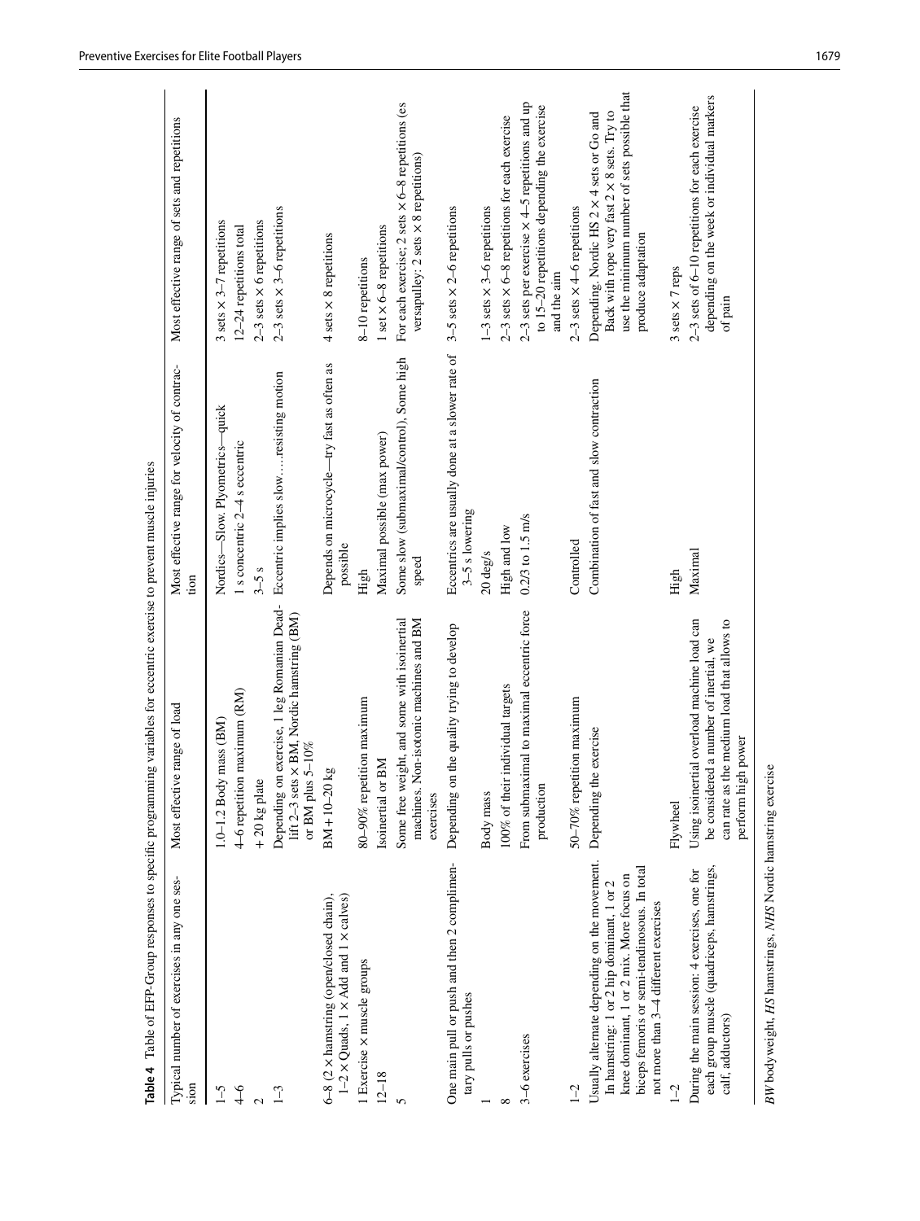**Table 4** Table of EFP-Group responses to specific programming variables for eccentric exercise to prevent muscle injuries

| Typical number of exercises in any one session | Most effective range of load | Most effective range for velocity of contraction | Most effective range of sets and repetitions |
|---|---|---|---|
| 1–5 | 1.0–1.2 Body mass (BM) | Nordics—Slow. Plyometrics—quick | 3 sets × 3–7 repetitions |
| 4–6 | 4–6 repetition maximum (RM) | 1 s concentric 2–4 s eccentric | 12–24 repetitions total |
| 2 | + 20 kg plate | 3–5 s | 2–3 sets × 6 repetitions |
| 1–3 | Depending on exercise, 1 leg Romanian Deadlift 2–3 sets × BM, Nordic hamstring (BM) or BM plus 5–10% | Eccentric implies slow…..resisting motion | 2–3 sets × 3–6 repetitions |
| 6–8 (2 × hamstring (open/closed chain), 1–2 × Quads, 1 × Add and 1 × calves) | BM + 10–20 kg | Depends on microcycle—try fast as often as possible | 4 sets × 8 repetitions |
| 1 Exercise × muscle groups | 80–90% repetition maximum | High | 8–10 repetitions |
| 12–18 | Isoinertial or BM | Maximal possible (max power) | 1 set × 6–8 repetitions |
| 5 | Some free weight, and some with isoinertial machines. Non-isotonic machines and BM exercises | Some slow (submaximal/control), Some high speed | For each exercise; 2 sets × 6–8 repetitions (es versapulley: 2 sets × 8 repetitions) |
| One main pull or push and then 2 complimentary pulls or pushes | Depending on the quality trying to develop | Eccentrics are usually done at a slower rate of 3–5 s lowering | 3–5 sets × 2–6 repetitions |
| 1 | Body mass | 20 deg/s | 1–3 sets × 3–6 repetitions |
| 8 | 100% of their individual targets | High and low | 2–3 sets × 6–8 repetitions for each exercise |
| 3–6 exercises | From submaximal to maximal eccentric force production | 0.2/3 to 1.5 m/s | 2–3 sets per exercise × 4–5 repetitions and up to 15–20 repetitions depending the exercise and the aim |
| 1–2 | 50–70% repetition maximum | Controlled | 2–3 sets × 4–6 repetitions |
| Usually alternate depending on the movement. In hamstring: 1 or 2 hip dominant, 1 or 2 knee dominant, 1 or 2 mix. More focus on biceps femoris or semi-tendinosous. In total not more than 3–4 different exercises | Depending the exercise | Combination of fast and slow contraction | Depending. Nordic HS 2 × 4 sets or Go and Back with rope very fast 2 × 8 sets. Try to use the minimum number of sets possible that produce adaptation |
| 1–2 | Flywheel | High | 3 sets × 7 reps |
| During the main session: 4 exercises, one for each group muscle (quadriceps, hamstrings, calf, adductors) | Using isoinertial overload machine load can be considered a number of inertial, we can rate as the medium load that allows to perform high power | Maximal | 2–3 sets of 6–10 repetitions for each exercise depending on the week or individual markers of pain |

*BW* bodyweight, *HS* hamstrings, *NHS* Nordic hamstring exercise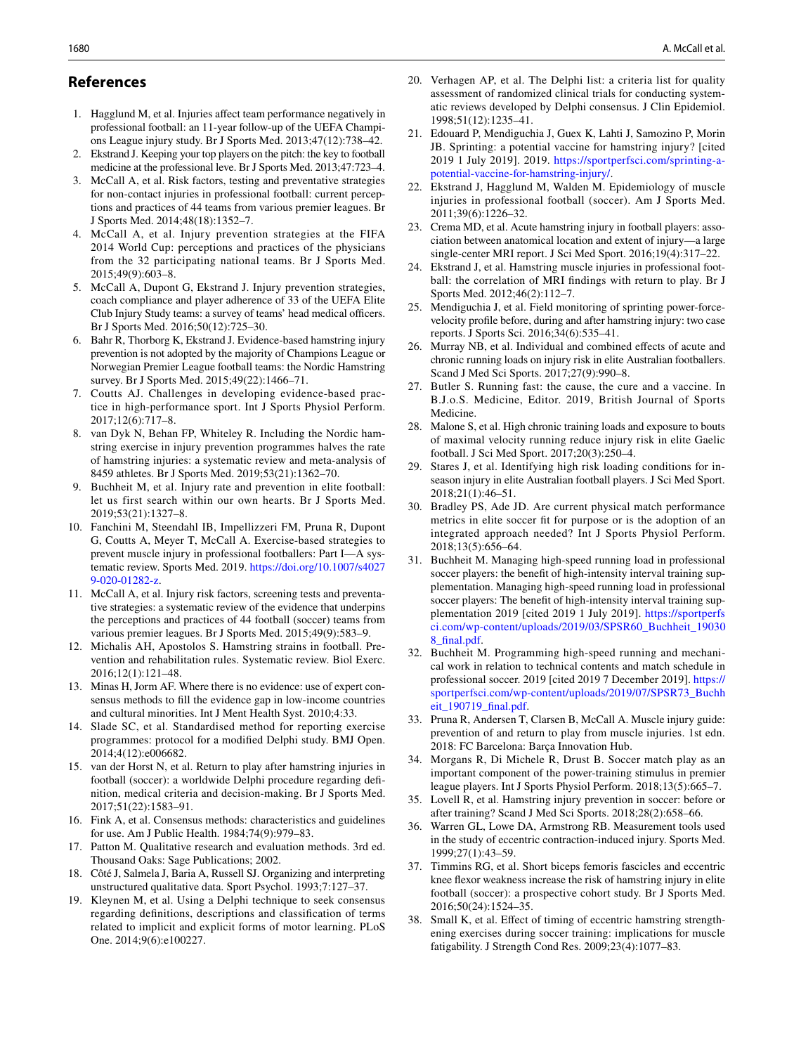## References

1. Hagglund M, et al. Injuries affect team performance negatively in professional football: an 11-year follow-up of the UEFA Champions League injury study. Br J Sports Med. 2013;47(12):738–42.
2. Ekstrand J. Keeping your top players on the pitch: the key to football medicine at the professional leve. Br J Sports Med. 2013;47:723–4.
3. McCall A, et al. Risk factors, testing and preventative strategies for non-contact injuries in professional football: current perceptions and practices of 44 teams from various premier leagues. Br J Sports Med. 2014;48(18):1352–7.
4. McCall A, et al. Injury prevention strategies at the FIFA 2014 World Cup: perceptions and practices of the physicians from the 32 participating national teams. Br J Sports Med. 2015;49(9):603–8.
5. McCall A, Dupont G, Ekstrand J. Injury prevention strategies, coach compliance and player adherence of 33 of the UEFA Elite Club Injury Study teams: a survey of teams' head medical officers. Br J Sports Med. 2016;50(12):725–30.
6. Bahr R, Thorborg K, Ekstrand J. Evidence-based hamstring injury prevention is not adopted by the majority of Champions League or Norwegian Premier League football teams: the Nordic Hamstring survey. Br J Sports Med. 2015;49(22):1466–71.
7. Coutts AJ. Challenges in developing evidence-based practice in high-performance sport. Int J Sports Physiol Perform. 2017;12(6):717–8.
8. van Dyk N, Behan FP, Whiteley R. Including the Nordic hamstring exercise in injury prevention programmes halves the rate of hamstring injuries: a systematic review and meta-analysis of 8459 athletes. Br J Sports Med. 2019;53(21):1362–70.
9. Buchheit M, et al. Injury rate and prevention in elite football: let us first search within our own hearts. Br J Sports Med. 2019;53(21):1327–8.
10. Fanchini M, Steendahl IB, Impellizzeri FM, Pruna R, Dupont G, Coutts A, Meyer T, McCall A. Exercise-based strategies to prevent muscle injury in professional footballers: Part I—A systematic review. Sports Med. 2019. https://doi.org/10.1007/s40279-020-01282-z.
11. McCall A, et al. Injury risk factors, screening tests and preventative strategies: a systematic review of the evidence that underpins the perceptions and practices of 44 football (soccer) teams from various premier leagues. Br J Sports Med. 2015;49(9):583–9.
12. Michalis AH, Apostolos S. Hamstring strains in football. Prevention and rehabilitation rules. Systematic review. Biol Exerc. 2016;12(1):121–48.
13. Minas H, Jorm AF. Where there is no evidence: use of expert consensus methods to fill the evidence gap in low-income countries and cultural minorities. Int J Ment Health Syst. 2010;4:33.
14. Slade SC, et al. Standardised method for reporting exercise programmes: protocol for a modified Delphi study. BMJ Open. 2014;4(12):e006682.
15. van der Horst N, et al. Return to play after hamstring injuries in football (soccer): a worldwide Delphi procedure regarding definition, medical criteria and decision-making. Br J Sports Med. 2017;51(22):1583–91.
16. Fink A, et al. Consensus methods: characteristics and guidelines for use. Am J Public Health. 1984;74(9):979–83.
17. Patton M. Qualitative research and evaluation methods. 3rd ed. Thousand Oaks: Sage Publications; 2002.
18. Côté J, Salmela J, Baria A, Russell SJ. Organizing and interpreting unstructured qualitative data. Sport Psychol. 1993;7:127–37.
19. Kleynen M, et al. Using a Delphi technique to seek consensus regarding definitions, descriptions and classification of terms related to implicit and explicit forms of motor learning. PLoS One. 2014;9(6):e100227.
20. Verhagen AP, et al. The Delphi list: a criteria list for quality assessment of randomized clinical trials for conducting systematic reviews developed by Delphi consensus. J Clin Epidemiol. 1998;51(12):1235–41.
21. Edouard P, Mendiguchia J, Guex K, Lahti J, Samozino P, Morin JB. Sprinting: a potential vaccine for hamstring injury? [cited 2019 1 July 2019]. 2019. https://sportperfsci.com/sprinting-a-potential-vaccine-for-hamstring-injury/.
22. Ekstrand J, Hagglund M, Walden M. Epidemiology of muscle injuries in professional football (soccer). Am J Sports Med. 2011;39(6):1226–32.
23. Crema MD, et al. Acute hamstring injury in football players: association between anatomical location and extent of injury—a large single-center MRI report. J Sci Med Sport. 2016;19(4):317–22.
24. Ekstrand J, et al. Hamstring muscle injuries in professional football: the correlation of MRI findings with return to play. Br J Sports Med. 2012;46(2):112–7.
25. Mendiguchia J, et al. Field monitoring of sprinting power-force-velocity profile before, during and after hamstring injury: two case reports. J Sports Sci. 2016;34(6):535–41.
26. Murray NB, et al. Individual and combined effects of acute and chronic running loads on injury risk in elite Australian footballers. Scand J Med Sci Sports. 2017;27(9):990–8.
27. Butler S. Running fast: the cause, the cure and a vaccine. In B.J.o.S. Medicine, Editor. 2019, British Journal of Sports Medicine.
28. Malone S, et al. High chronic training loads and exposure to bouts of maximal velocity running reduce injury risk in elite Gaelic football. J Sci Med Sport. 2017;20(3):250–4.
29. Stares J, et al. Identifying high risk loading conditions for in-season injury in elite Australian football players. J Sci Med Sport. 2018;21(1):46–51.
30. Bradley PS, Ade JD. Are current physical match performance metrics in elite soccer fit for purpose or is the adoption of an integrated approach needed? Int J Sports Physiol Perform. 2018;13(5):656–64.
31. Buchheit M. Managing high-speed running load in professional soccer players: the benefit of high-intensity interval training supplementation. Managing high-speed running load in professional soccer players: The benefit of high-intensity interval training supplementation 2019 [cited 2019 1 July 2019]. https://sportperfsci.com/wp-content/uploads/2019/03/SPSR60_Buchheit_190308_final.pdf.
32. Buchheit M. Programming high-speed running and mechanical work in relation to technical contents and match schedule in professional soccer. 2019 [cited 2019 7 December 2019]. https://sportperfsci.com/wp-content/uploads/2019/07/SPSR73_Buchheit_190719_final.pdf.
33. Pruna R, Andersen T, Clarsen B, McCall A. Muscle injury guide: prevention of and return to play from muscle injuries. 1st edn. 2018: FC Barcelona: Barça Innovation Hub.
34. Morgans R, Di Michele R, Drust B. Soccer match play as an important component of the power-training stimulus in premier league players. Int J Sports Physiol Perform. 2018;13(5):665–7.
35. Lovell R, et al. Hamstring injury prevention in soccer: before or after training? Scand J Med Sci Sports. 2018;28(2):658–66.
36. Warren GL, Lowe DA, Armstrong RB. Measurement tools used in the study of eccentric contraction-induced injury. Sports Med. 1999;27(1):43–59.
37. Timmins RG, et al. Short biceps femoris fascicles and eccentric knee flexor weakness increase the risk of hamstring injury in elite football (soccer): a prospective cohort study. Br J Sports Med. 2016;50(24):1524–35.
38. Small K, et al. Effect of timing of eccentric hamstring strengthening exercises during soccer training: implications for muscle fatigability. J Strength Cond Res. 2009;23(4):1077–83.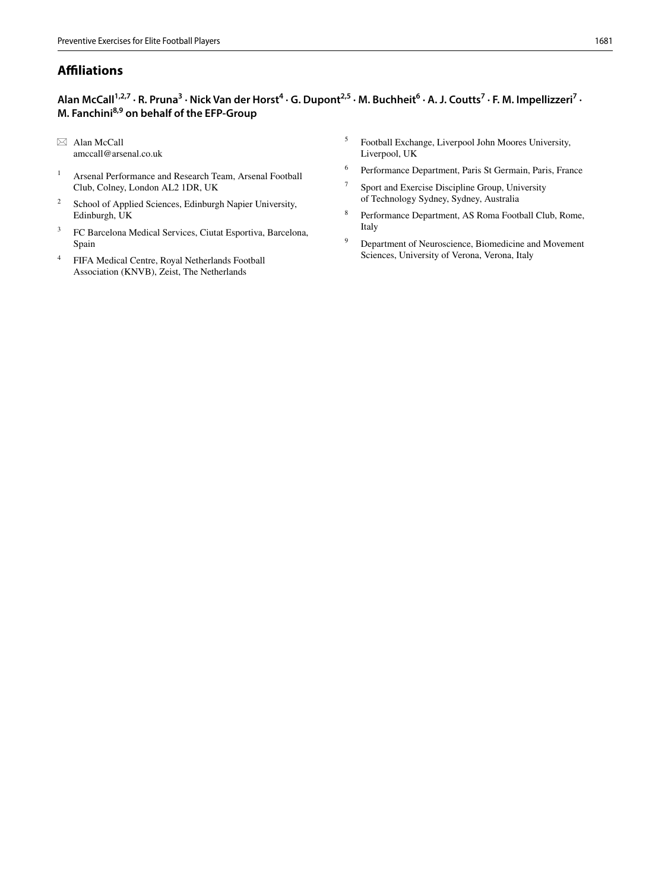## Affiliations

**Alan McCall[1,2,7] · R. Pruna[3] · Nick Van der Horst[4] · G. Dupont[2,5] · M. Buchheit[6] · A. J. Coutts[7] · F. M. Impellizzeri[7] · M. Fanchini[8,9] on behalf of the EFP-Group**

✉ Alan McCall
amccall@arsenal.co.uk

1. Arsenal Performance and Research Team, Arsenal Football Club, Colney, London AL2 1DR, UK
2. School of Applied Sciences, Edinburgh Napier University, Edinburgh, UK
3. FC Barcelona Medical Services, Ciutat Esportiva, Barcelona, Spain
4. FIFA Medical Centre, Royal Netherlands Football Association (KNVB), Zeist, The Netherlands
5. Football Exchange, Liverpool John Moores University, Liverpool, UK
6. Performance Department, Paris St Germain, Paris, France
7. Sport and Exercise Discipline Group, University of Technology Sydney, Sydney, Australia
8. Performance Department, AS Roma Football Club, Rome, Italy
9. Department of Neuroscience, Biomedicine and Movement Sciences, University of Verona, Verona, Italy